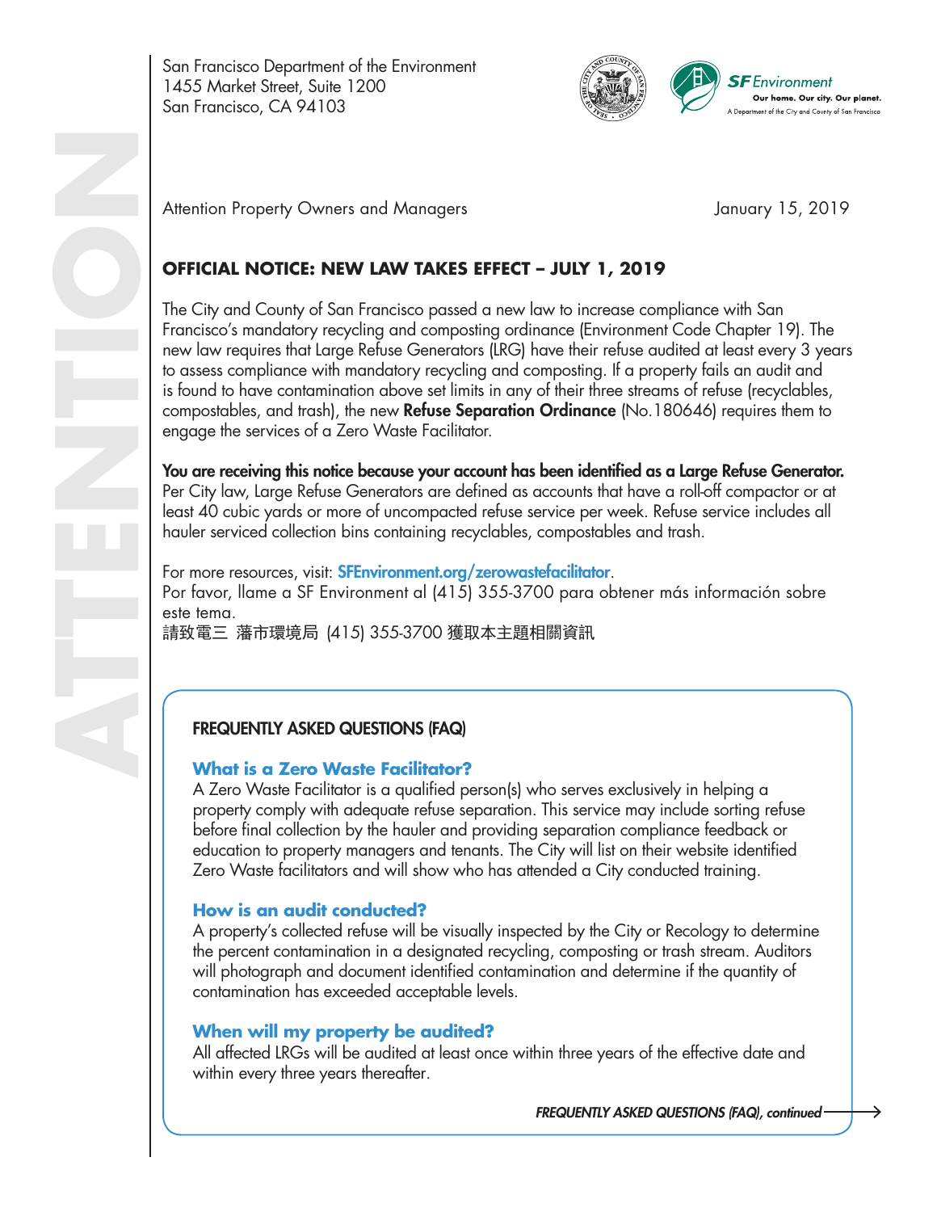San Francisco Department of the Environment
1455 Market Street, Suite 1200
San Francisco, CA 94103

SF Environment
Our home. Our city. Our planet.
A Department of the City and County of San Francisco

ATTENTION

Attention Property Owners and Managers

January 15, 2019

## OFFICIAL NOTICE: NEW LAW TAKES EFFECT – JULY 1, 2019

The City and County of San Francisco passed a new law to increase compliance with San Francisco's mandatory recycling and composting ordinance (Environment Code Chapter 19). The new law requires that Large Refuse Generators (LRG) have their refuse audited at least every 3 years to assess compliance with mandatory recycling and composting. If a property fails an audit and is found to have contamination above set limits in any of their three streams of refuse (recyclables, compostables, and trash), the new **Refuse Separation Ordinance** (No.180646) requires them to engage the services of a Zero Waste Facilitator.

**You are receiving this notice because your account has been identified as a Large Refuse Generator.** Per City law, Large Refuse Generators are defined as accounts that have a roll-off compactor or at least 40 cubic yards or more of uncompacted refuse service per week. Refuse service includes all hauler serviced collection bins containing recyclables, compostables and trash.

For more resources, visit: **SFEnvironment.org/zerowastefacilitator**.
Por favor, llame a SF Environment al (415) 355-3700 para obtener más información sobre este tema.
請致電三 藩市環境局 (415) 355-3700 獲取本主題相關資訊

### FREQUENTLY ASKED QUESTIONS (FAQ)

#### What is a Zero Waste Facilitator?

A Zero Waste Facilitator is a qualified person(s) who serves exclusively in helping a property comply with adequate refuse separation. This service may include sorting refuse before final collection by the hauler and providing separation compliance feedback or education to property managers and tenants. The City will list on their website identified Zero Waste facilitators and will show who has attended a City conducted training.

#### How is an audit conducted?

A property's collected refuse will be visually inspected by the City or Recology to determine the percent contamination in a designated recycling, composting or trash stream. Auditors will photograph and document identified contamination and determine if the quantity of contamination has exceeded acceptable levels.

#### When will my property be audited?

All affected LRGs will be audited at least once within three years of the effective date and within every three years thereafter.

*FREQUENTLY ASKED QUESTIONS (FAQ), continued →*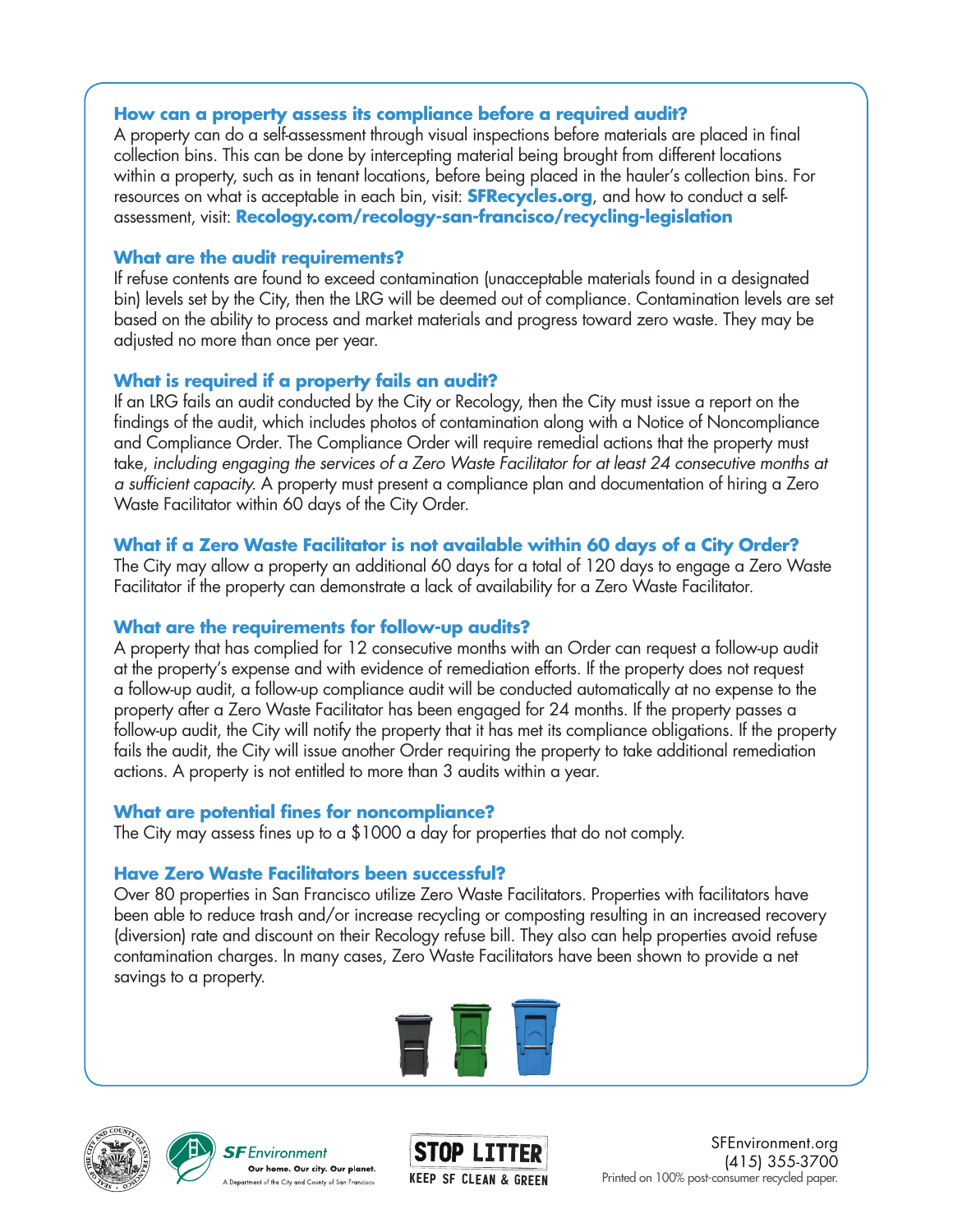### How can a property assess its compliance before a required audit?

A property can do a self-assessment through visual inspections before materials are placed in final collection bins. This can be done by intercepting material being brought from different locations within a property, such as in tenant locations, before being placed in the hauler's collection bins. For resources on what is acceptable in each bin, visit: **SFRecycles.org**, and how to conduct a self-assessment, visit: **Recology.com/recology-san-francisco/recycling-legislation**

### What are the audit requirements?

If refuse contents are found to exceed contamination (unacceptable materials found in a designated bin) levels set by the City, then the LRG will be deemed out of compliance. Contamination levels are set based on the ability to process and market materials and progress toward zero waste. They may be adjusted no more than once per year.

### What is required if a property fails an audit?

If an LRG fails an audit conducted by the City or Recology, then the City must issue a report on the findings of the audit, which includes photos of contamination along with a Notice of Noncompliance and Compliance Order. The Compliance Order will require remedial actions that the property must take, *including engaging the services of a Zero Waste Facilitator for at least 24 consecutive months at a sufficient capacity.* A property must present a compliance plan and documentation of hiring a Zero Waste Facilitator within 60 days of the City Order.

### What if a Zero Waste Facilitator is not available within 60 days of a City Order?

The City may allow a property an additional 60 days for a total of 120 days to engage a Zero Waste Facilitator if the property can demonstrate a lack of availability for a Zero Waste Facilitator.

### What are the requirements for follow-up audits?

A property that has complied for 12 consecutive months with an Order can request a follow-up audit at the property's expense and with evidence of remediation efforts. If the property does not request a follow-up audit, a follow-up compliance audit will be conducted automatically at no expense to the property after a Zero Waste Facilitator has been engaged for 24 months. If the property passes a follow-up audit, the City will notify the property that it has met its compliance obligations. If the property fails the audit, the City will issue another Order requiring the property to take additional remediation actions. A property is not entitled to more than 3 audits within a year.

### What are potential fines for noncompliance?

The City may assess fines up to a $1000 a day for properties that do not comply.

### Have Zero Waste Facilitators been successful?

Over 80 properties in San Francisco utilize Zero Waste Facilitators. Properties with facilitators have been able to reduce trash and/or increase recycling or composting resulting in an increased recovery (diversion) rate and discount on their Recology refuse bill. They also can help properties avoid refuse contamination charges. In many cases, Zero Waste Facilitators have been shown to provide a net savings to a property.

SF Environment
Our home. Our city. Our planet.
A Department of the City and County of San Francisco

STOP LITTER
KEEP SF CLEAN & GREEN

SFEnvironment.org
(415) 355-3700
Printed on 100% post-consumer recycled paper.